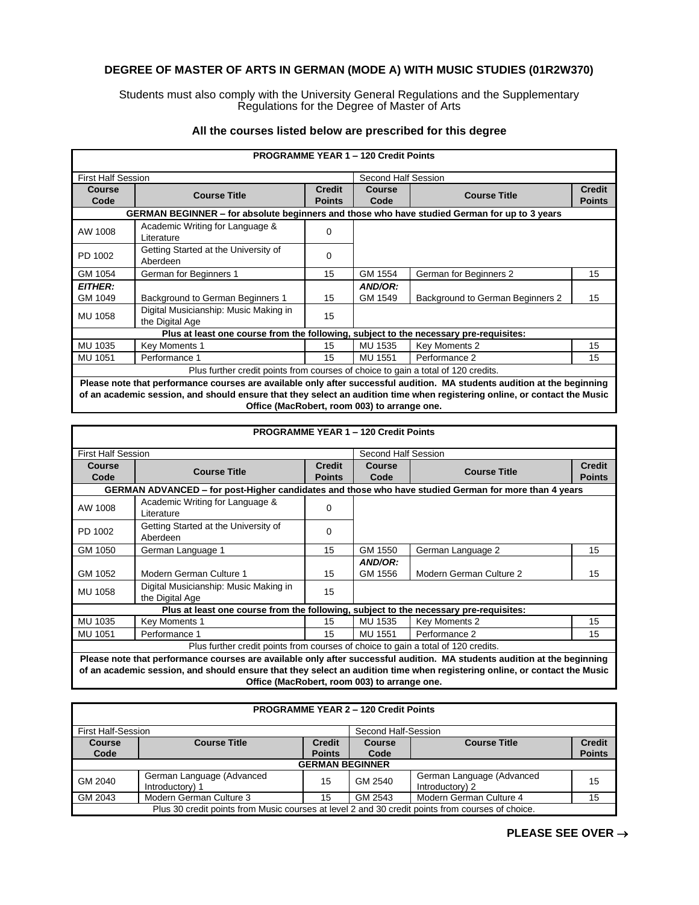## DEGREE OF MASTER OF ARTS IN GERMAN (MODE A) WITH MUSIC STUDIES (01R2W370)

Students must also comply with the University General Regulations and the Supplementary Regulations for the Degree of Master of Arts

### All the courses listed below are prescribed for this degree

| **PROGRAMME YEAR 1 – 120 Credit Points** | | | | | |
|---|---|---|---|---|---|
| First Half Session | | | Second Half Session | | |
| **Course Code** | **Course Title** | **Credit Points** | **Course Code** | **Course Title** | **Credit Points** |
| **GERMAN BEGINNER – for absolute beginners and those who have studied German for up to 3 years** | | | | | |
| AW 1008 | Academic Writing for Language & Literature | 0 | | | |
| PD 1002 | Getting Started at the University of Aberdeen | 0 | | | |
| GM 1054 | German for Beginners 1 | 15 | GM 1554 | German for Beginners 2 | 15 |
| ***EITHER:*** GM 1049 | Background to German Beginners 1 | 15 | ***AND/OR:*** GM 1549 | Background to German Beginners 2 | 15 |
| MU 1058 | Digital Musicianship: Music Making in the Digital Age | 15 | | | |
| **Plus at least one course from the following, subject to the necessary pre-requisites:** | | | | | |
| MU 1035 | Key Moments 1 | 15 | MU 1535 | Key Moments 2 | 15 |
| MU 1051 | Performance 1 | 15 | MU 1551 | Performance 2 | 15 |
| Plus further credit points from courses of choice to gain a total of 120 credits. | | | | | |
| **Please note that performance courses are available only after successful audition. MA students audition at the beginning of an academic session, and should ensure that they select an audition time when registering online, or contact the Music Office (MacRobert, room 003) to arrange one.** | | | | | |

| **PROGRAMME YEAR 1 – 120 Credit Points** | | | | | |
|---|---|---|---|---|---|
| First Half Session | | | Second Half Session | | |
| **Course Code** | **Course Title** | **Credit Points** | **Course Code** | **Course Title** | **Credit Points** |
| **GERMAN ADVANCED – for post-Higher candidates and those who have studied German for more than 4 years** | | | | | |
| AW 1008 | Academic Writing for Language & Literature | 0 | | | |
| PD 1002 | Getting Started at the University of Aberdeen | 0 | | | |
| GM 1050 | German Language 1 | 15 | GM 1550 | German Language 2 | 15 |
| GM 1052 | Modern German Culture 1 | 15 | ***AND/OR:*** GM 1556 | Modern German Culture 2 | 15 |
| MU 1058 | Digital Musicianship: Music Making in the Digital Age | 15 | | | |
| **Plus at least one course from the following, subject to the necessary pre-requisites:** | | | | | |
| MU 1035 | Key Moments 1 | 15 | MU 1535 | Key Moments 2 | 15 |
| MU 1051 | Performance 1 | 15 | MU 1551 | Performance 2 | 15 |
| Plus further credit points from courses of choice to gain a total of 120 credits. | | | | | |
| **Please note that performance courses are available only after successful audition. MA students audition at the beginning of an academic session, and should ensure that they select an audition time when registering online, or contact the Music Office (MacRobert, room 003) to arrange one.** | | | | | |

| **PROGRAMME YEAR 2 – 120 Credit Points** | | | | | |
|---|---|---|---|---|---|
| First Half-Session | | | Second Half-Session | | |
| **Course Code** | **Course Title** | **Credit Points** | **Course Code** | **Course Title** | **Credit Points** |
| **GERMAN BEGINNER** | | | | | |
| GM 2040 | German Language (Advanced Introductory) 1 | 15 | GM 2540 | German Language (Advanced Introductory) 2 | 15 |
| GM 2043 | Modern German Culture 3 | 15 | GM 2543 | Modern German Culture 4 | 15 |
| Plus 30 credit points from Music courses at level 2 and 30 credit points from courses of choice. | | | | | |

**PLEASE SEE OVER →**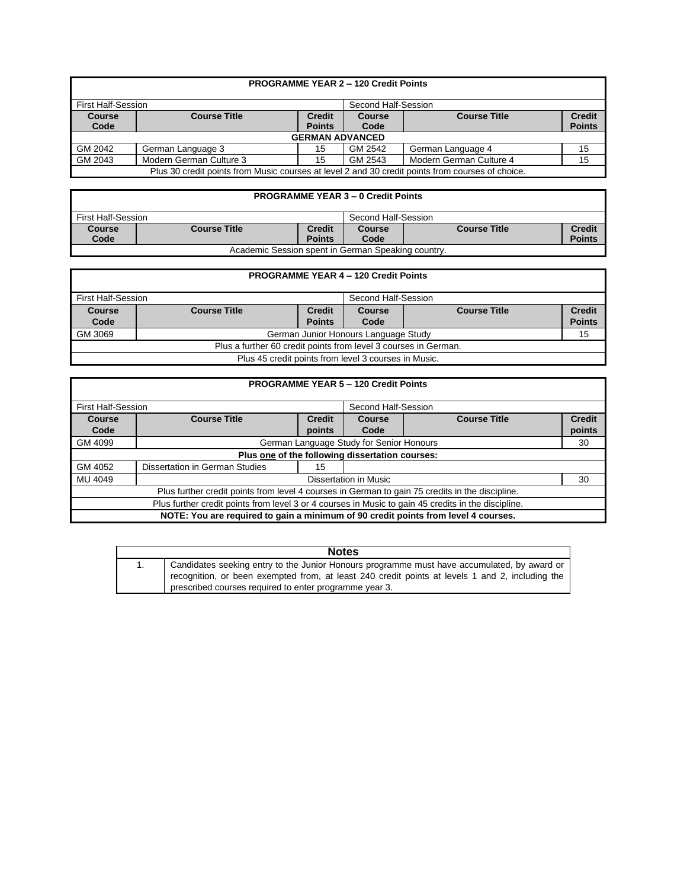| PROGRAMME YEAR 2 – 120 Credit Points | | | | | |
|---|---|---|---|---|---|
| First Half-Session | | | Second Half-Session | | |
| **Course Code** | **Course Title** | **Credit Points** | **Course Code** | **Course Title** | **Credit Points** |
| **GERMAN ADVANCED** | | | | | |
| GM 2042 | German Language 3 | 15 | GM 2542 | German Language 4 | 15 |
| GM 2043 | Modern German Culture 3 | 15 | GM 2543 | Modern German Culture 4 | 15 |
| Plus 30 credit points from Music courses at level 2 and 30 credit points from courses of choice. | | | | | |

| PROGRAMME YEAR 3 – 0 Credit Points | | | | | |
|---|---|---|---|---|---|
| First Half-Session | | | Second Half-Session | | |
| **Course Code** | **Course Title** | **Credit Points** | **Course Code** | **Course Title** | **Credit Points** |
| Academic Session spent in German Speaking country. | | | | | |

| PROGRAMME YEAR 4 – 120 Credit Points | | | | | |
|---|---|---|---|---|---|
| First Half-Session | | | Second Half-Session | | |
| **Course Code** | **Course Title** | **Credit Points** | **Course Code** | **Course Title** | **Credit Points** |
| GM 3069 | German Junior Honours Language Study | | | | 15 |
| Plus a further 60 credit points from level 3 courses in German. | | | | | |
| Plus 45 credit points from level 3 courses in Music. | | | | | |

| PROGRAMME YEAR 5 – 120 Credit Points | | | | | |
|---|---|---|---|---|---|
| First Half-Session | | | Second Half-Session | | |
| **Course Code** | **Course Title** | **Credit points** | **Course Code** | **Course Title** | **Credit points** |
| GM 4099 | German Language Study for Senior Honours | | | | 30 |
| **Plus one of the following dissertation courses:** | | | | | |
| GM 4052 | Dissertation in German Studies | 15 | | | |
| MU 4049 | Dissertation in Music | | | | 30 |
| Plus further credit points from level 4 courses in German to gain 75 credits in the discipline. | | | | | |
| Plus further credit points from level 3 or 4 courses in Music to gain 45 credits in the discipline. | | | | | |
| **NOTE: You are required to gain a minimum of 90 credit points from level 4 courses.** | | | | | |

| **Notes** | |
|---|---|
| 1. | Candidates seeking entry to the Junior Honours programme must have accumulated, by award or recognition, or been exempted from, at least 240 credit points at levels 1 and 2, including the prescribed courses required to enter programme year 3. |